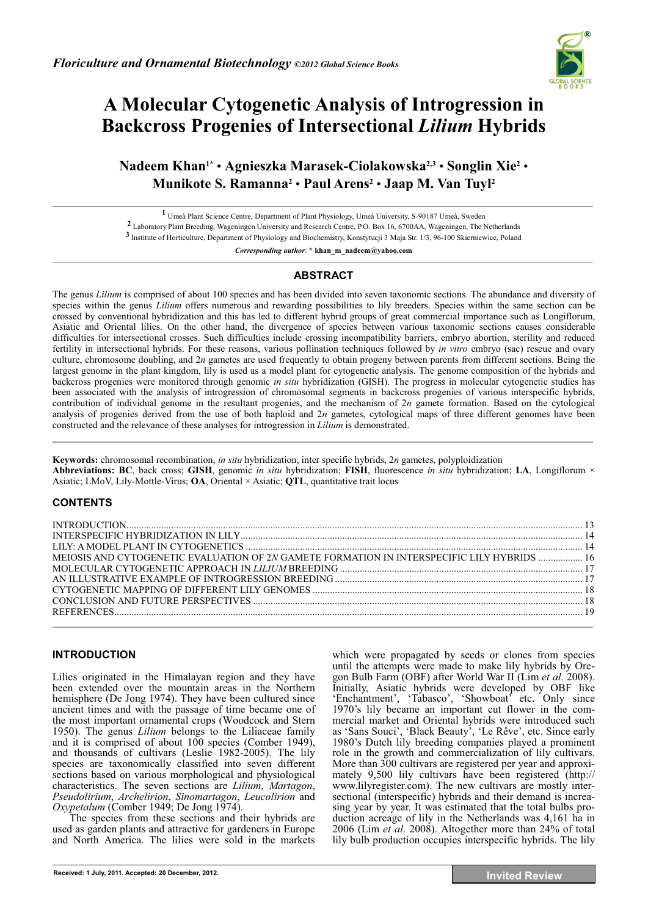*Floriculture and Ornamental Biotechnology* ©2012 Global Science Books

# A Molecular Cytogenetic Analysis of Introgression in Backcross Progenies of Intersectional *Lilium* Hybrids

**Nadeem Khan[1*] • Agnieszka Marasek-Ciolakowska[2,3] • Songlin Xie[2] • Munikote S. Ramanna[2] • Paul Arens[2] • Jaap M. Van Tuyl[2]**

[1] Umeå Plant Science Centre, Department of Plant Physiology, Umeå University, S-90187 Umeå, Sweden
[2] Laboratory Plant Breeding, Wageningen University and Research Centre, P.O. Box 16, 6700AA, Wageningen, The Netherlands
[3] Institute of Horticulture, Department of Physiology and Biochemistry, Konstytucji 3 Maja Str. 1/3, 96-100 Skierniewice, Poland

*Corresponding author*: * **khan_m_nadeem@yahoo.com**

## ABSTRACT

The genus *Lilium* is comprised of about 100 species and has been divided into seven taxonomic sections. The abundance and diversity of species within the genus *Lilium* offers numerous and rewarding possibilities to lily breeders. Species within the same section can be crossed by conventional hybridization and this has led to different hybrid groups of great commercial importance such as Longiflorum, Asiatic and Oriental lilies. On the other hand, the divergence of species between various taxonomic sections causes considerable difficulties for intersectional crosses. Such difficulties include crossing incompatibility barriers, embryo abortion, sterility and reduced fertility in intersectional hybrids. For these reasons, various pollination techniques followed by *in vitro* embryo (sac) rescue and ovary culture, chromosome doubling, and 2*n* gametes are used frequently to obtain progeny between parents from different sections. Being the largest genome in the plant kingdom, lily is used as a model plant for cytogenetic analysis. The genome composition of the hybrids and backcross progenies were monitored through genomic *in situ* hybridization (GISH). The progress in molecular cytogenetic studies has been associated with the analysis of introgression of chromosomal segments in backcross progenies of various interspecific hybrids, contribution of individual genome in the resultant progenies, and the mechanism of 2*n* gamete formation. Based on the cytological analysis of progenies derived from the use of both haploid and 2*n* gametes, cytological maps of three different genomes have been constructed and the relevance of these analyses for introgression in *Lilium* is demonstrated.

**Keywords:** chromosomal recombination, *in situ* hybridization, inter specific hybrids, 2*n* gametes, polyploidization
**Abbreviations: BC**, back cross; **GISH**, genomic *in situ* hybridization; **FISH**, fluorescence *in situ* hybridization; **LA**, Longiflorum × Asiatic; LMoV, Lily-Mottle-Virus; **OA**, Oriental × Asiatic; **QTL**, quantitative trait locus

## CONTENTS

INTRODUCTION .......... 13
INTERSPECIFIC HYBRIDIZATION IN LILY .......... 14
LILY: A MODEL PLANT IN CYTOGENETICS .......... 14
MEIOSIS AND CYTOGENETIC EVALUATION OF 2*N* GAMETE FORMATION IN INTERSPECIFIC LILY HYBRIDS .......... 16
MOLECULAR CYTOGENETIC APPROACH IN *LILIUM* BREEDING .......... 17
AN ILLUSTRATIVE EXAMPLE OF INTROGRESSION BREEDING .......... 17
CYTOGENETIC MAPPING OF DIFFERENT LILY GENOMES .......... 18
CONCLUSION AND FUTURE PERSPECTIVES .......... 18
REFERENCES .......... 19

## INTRODUCTION

Lilies originated in the Himalayan region and they have been extended over the mountain areas in the Northern hemisphere (De Jong 1974). They have been cultured since ancient times and with the passage of time became one of the most important ornamental crops (Woodcock and Stern 1950). The genus *Lilium* belongs to the Liliaceae family and it is comprised of about 100 species (Comber 1949), and thousands of cultivars (Leslie 1982-2005). The lily species are taxonomically classified into seven different sections based on various morphological and physiological characteristics. The seven sections are *Lilium*, *Martagon*, *Pseudolirium*, *Archelirion*, *Sinomartagon*, *Leucolirion* and *Oxypetalum* (Comber 1949; De Jong 1974).

The species from these sections and their hybrids are used as garden plants and attractive for gardeners in Europe and North America. The lilies were sold in the markets which were propagated by seeds or clones from species until the attempts were made to make lily hybrids by Oregon Bulb Farm (OBF) after World War II (Lim *et al*. 2008). Initially, Asiatic hybrids were developed by OBF like 'Enchantment', 'Tabasco', 'Showboat' etc. Only since 1970's lily became an important cut flower in the commercial market and Oriental hybrids were introduced such as 'Sans Souci', 'Black Beauty', 'Le Rêve', etc. Since early 1980's Dutch lily breeding companies played a prominent role in the growth and commercialization of lily cultivars. More than 300 cultivars are registered per year and approximately 9,500 lily cultivars have been registered (http://www.lilyregister.com). The new cultivars are mostly intersectional (interspecific) hybrids and their demand is increasing year by year. It was estimated that the total bulbs production acreage of lily in the Netherlands was 4,161 ha in 2006 (Lim *et al*. 2008). Altogether more than 24% of total lily bulb production occupies interspecific hybrids. The lily

Received: 1 July, 2011. Accepted: 20 December, 2012.

**Invited Review**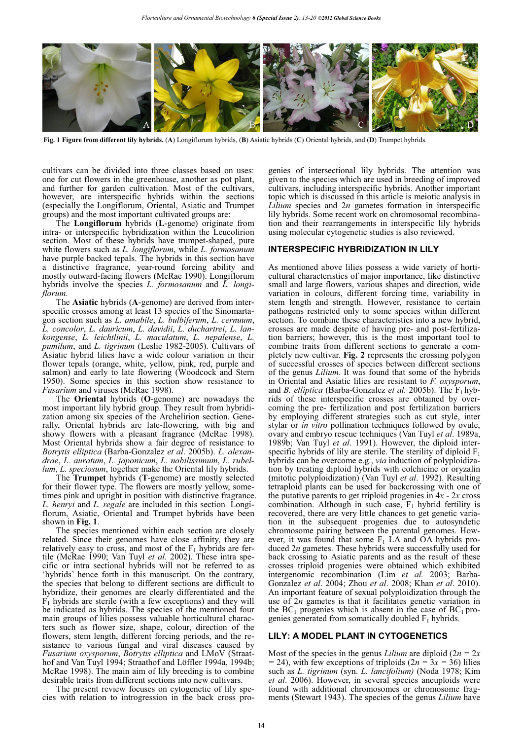**Fig. 1 Figure from different lily hybrids.** (**A**) Longiflorum hybrids, (**B**) Asiatic hybrids (**C**) Oriental hybrids, and (**D**) Trumpet hybrids.

cultivars can be divided into three classes based on uses: one for cut flowers in the greenhouse, another as pot plant, and further for garden cultivation. Most of the cultivars, however, are interspecific hybrids within the sections (especially the Longiflorum, Oriental, Asiatic and Trumpet groups) and the most important cultivated groups are:

The **Longiflorum** hybrids (**L**-genome) originate from intra- or interspecific hybridization within the Leucolirion section. Most of these hybrids have trumpet-shaped, pure white flowers such as *L. longiflorum*, while *L. formosanum* have purple backed tepals. The hybrids in this section have a distinctive fragrance, year-round forcing ability and mostly outward-facing flowers (McRae 1990). Longiflorum hybrids involve the species *L. formosanum* and *L. longiflorum.*

The **Asiatic** hybrids (**A**-genome) are derived from interspecific crosses among at least 13 species of the Sinomartagon section such as *L. amabile*, *L. bulbiferum*, *L. cernuum*, *L. concolor*, *L. dauricum*, *L. davidii*, *L. duchartrei*, *L. lankongense*, *L. leichtlinii*, *L. maculatum*, *L. nepalense*, *L. pumilum*, and *L. tigrinum* (Leslie 1982-2005). Cultivars of Asiatic hybrid lilies have a wide colour variation in their flower tepals (orange, white, yellow, pink, red, purple and salmon) and early to late flowering (Woodcock and Stern 1950). Some species in this section show resistance to *Fusarium* and viruses (McRae 1998).

The **Oriental** hybrids (**O**-genome) are nowadays the most important lily hybrid group. They result from hybridization among six species of the Archelirion section. Generally, Oriental hybrids are late-flowering, with big and showy flowers with a pleasant fragrance (McRae 1998). Most Oriental hybrids show a fair degree of resistance to *Botrytis elliptica* (Barba-Gonzalez *et al*. 2005b). *L. alexandrae*, *L. auratum*, *L. japonicum*, *L. nobilissimum*, *L. rubellum*, *L. speciosum*, together make the Oriental lily hybrids.

The **Trumpet** hybrids (**T**-genome) are mostly selected for their flower type. The flowers are mostly yellow, sometimes pink and upright in position with distinctive fragrance. *L. henryi* and *L. regale* are included in this section. Longiflorum, Asiatic, Oriental and Trumpet hybrids have been shown in **Fig. 1**.

The species mentioned within each section are closely related. Since their genomes have close affinity, they are relatively easy to cross, and most of the $F_1$ hybrids are fertile (McRae 1990; Van Tuyl *et al.* 2002). These intra specific or intra sectional hybrids will not be referred to as 'hybrids' hence forth in this manuscript. On the contrary, the species that belong to different sections are difficult to hybridize, their genomes are clearly differentiated and the $F_1$ hybrids are sterile (with a few exceptions) and they will be indicated as hybrids. The species of the mentioned four main groups of lilies possess valuable horticultural characters such as flower size, shape, colour, direction of the flowers, stem length, different forcing periods, and the resistance to various fungal and viral diseases caused by *Fusarium oxysporum*, *Botrytis elliptica* and LMoV (Straathof and Van Tuyl 1994; Straathof and Löffler 1994a, 1994b; McRae 1998). The main aim of lily breeding is to combine desirable traits from different sections into new cultivars.

The present review focuses on cytogenetic of lily species with relation to introgression in the back cross progenies of intersectional lily hybrids. The attention was given to the species which are used in breeding of improved cultivars, including interspecific hybrids. Another important topic which is discussed in this article is meiotic analysis in *Lilium* species and $2n$ gametes formation in interspecific lily hybrids. Some recent work on chromosomal recombination and their rearrangements in interspecific lily hybrids using molecular cytogenetic studies is also reviewed.

## INTERSPECIFIC HYBRIDIZATION IN LILY

As mentioned above lilies possess a wide variety of horticultural characteristics of major importance, like distinctive small and large flowers, various shapes and direction, wide variation in colours, different forcing time, variability in stem length and strength. However, resistance to certain pathogens restricted only to some species within different section. To combine these characteristics into a new hybrid, crosses are made despite of having pre- and post-fertilization barriers; however, this is the most important tool to combine traits from different sections to generate a completely new cultivar. **Fig. 2** represents the crossing polygon of successful crosses of species between different sections of the genus *Lilium.* It was found that some of the hybrids in Oriental and Asiatic lilies are resistant to *F. oxysporum*, and *B. elliptica* (Barba-Gonzalez *et al.* 2005b). The $F_1$ hybrids of these interspecific crosses are obtained by overcoming the pre- fertilization and post fertilization barriers by employing different strategies such as cut style, inter stylar or *in vitro* pollination techniques followed by ovule, ovary and embryo rescue techniques (Van Tuyl *et al*. 1989a, 1989b; Van Tuyl *et al*. 1991). However, the diploid interspecific hybrids of lily are sterile. The sterility of diploid $F_1$ hybrids can be overcome e.g., *via* induction of polyploidization by treating diploid hybrids with colchicine or oryzalin (mitotic polyploidization) (Van Tuyl *et al*. 1992). Resulting tetraploid plants can be used for backcrossing with one of the putative parents to get triploid progenies in $4x$ - $2x$ cross combination. Although in such case, $F_1$ hybrid fertility is recovered, there are very little chances to get genetic variation in the subsequent progenies due to autosyndetic chromosome pairing between the parental genomes. However, it was found that some $F_1$ LA and OA hybrids produced $2n$ gametes. These hybrids were successfully used for back crossing to Asiatic parents and as the result of these crosses triploid progenies were obtained which exhibited intergenomic recombination (Lim *et al.* 2003; Barba-Gonzalez *et al*. 2004; Zhou *et al*. 2008; Khan *et al*. 2010). An important feature of sexual polyploidization through the use of $2n$ gametes is that it facilitates genetic variation in the $BC_1$ progenies which is absent in the case of $BC_1$ progenies generated from somatically doubled $F_1$ hybrids.

## LILY: A MODEL PLANT IN CYTOGENETICS

Most of the species in the genus *Lilium* are diploid ($2n = 2x = 24$), with few exceptions of triploids ($2n = 3x = 36$) lilies such as *L. tigrinum* (syn. *L. lancifolium)* (Noda 1978; Kim *et al*. 2006). However, in several species aneuploids were found with additional chromosomes or chromosome fragments (Stewart 1943). The species of the genus *Lilium* have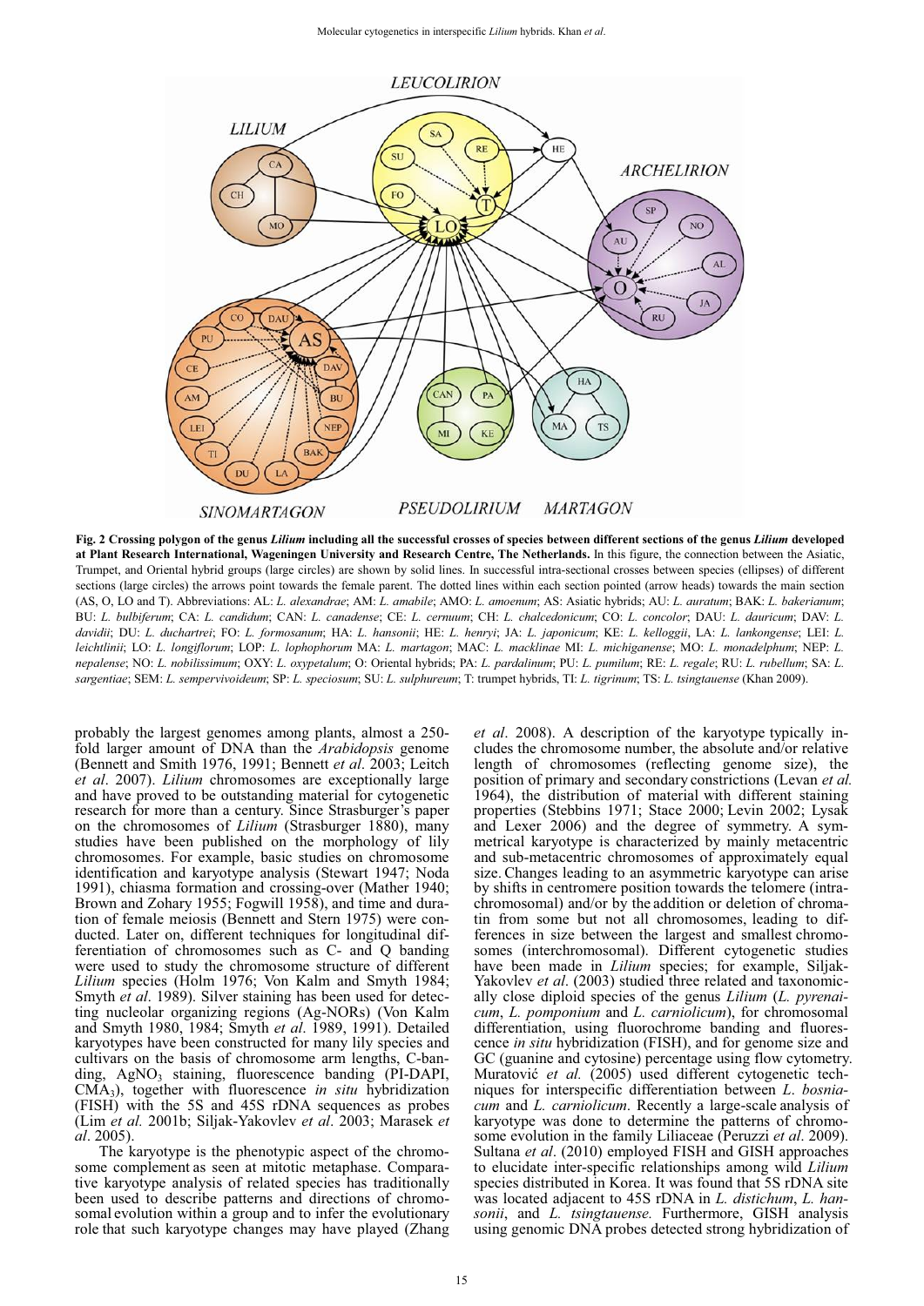**Fig. 2 Crossing polygon of the genus *Lilium* including all the successful crosses of species between different sections of the genus *Lilium* developed at Plant Research International, Wageningen University and Research Centre, The Netherlands.** In this figure, the connection between the Asiatic, Trumpet, and Oriental hybrid groups (large circles) are shown by solid lines. In successful intra-sectional crosses between species (ellipses) of different sections (large circles) the arrows point towards the female parent. The dotted lines within each section pointed (arrow heads) towards the main section (AS, O, LO and T). Abbreviations: AL: *L. alexandrae*; AM: *L. amabile*; AMO: *L. amoenum*; AS: Asiatic hybrids; AU: *L. auratum*; BAK: *L. bakerianum*; BU: *L. bulbiferum*; CA: *L. candidum*; CAN: *L. canadense*; CE: *L. cernuum*; CH: *L. chalcedonicum*; CO: *L. concolor*; DAU: *L. dauricum*; DAV: *L. davidii*; DU: *L. duchartrei*; FO: *L. formosanum*; HA: *L. hansonii*; HE: *L. henryi*; JA: *L. japonicum*; KE: *L. kelloggii*, LA: *L. lankongense*; LEI: *L. leichtlinii*; LO: *L. longiflorum*; LOP: *L. lophophorum* MA: *L. martagon*; MAC: *L. macklinae* MI: *L. michiganense*; MO: *L. monadelphum*; NEP: *L. nepalense*; NO: *L. nobilissimum*; OXY: *L. oxypetalum*; O: Oriental hybrids; PA: *L. pardalinum*; PU: *L. pumilum*; RE: *L. regale*; RU: *L. rubellum*; SA: *L. sargentiae*; SEM: *L. sempervivoideum*; SP: *L. speciosum*; SU: *L. sulphureum*; T: trumpet hybrids, TI: *L. tigrinum*; TS: *L. tsingtauense* (Khan 2009).

probably the largest genomes among plants, almost a 250-fold larger amount of DNA than the *Arabidopsis* genome (Bennett and Smith 1976, 1991; Bennett *et al*. 2003; Leitch *et al*. 2007). *Lilium* chromosomes are exceptionally large and have proved to be outstanding material for cytogenetic research for more than a century. Since Strasburger's paper on the chromosomes of *Lilium* (Strasburger 1880), many studies have been published on the morphology of lily chromosomes. For example, basic studies on chromosome identification and karyotype analysis (Stewart 1947; Noda 1991), chiasma formation and crossing-over (Mather 1940; Brown and Zohary 1955; Fogwill 1958), and time and duration of female meiosis (Bennett and Stern 1975) were conducted. Later on, different techniques for longitudinal differentiation of chromosomes such as C- and Q banding were used to study the chromosome structure of different *Lilium* species (Holm 1976; Von Kalm and Smyth 1984; Smyth *et al*. 1989). Silver staining has been used for detecting nucleolar organizing regions (Ag-NORs) (Von Kalm and Smyth 1980, 1984; Smyth *et al*. 1989, 1991). Detailed karyotypes have been constructed for many lily species and cultivars on the basis of chromosome arm lengths, C-banding, $AgNO_3$ staining, fluorescence banding (PI-DAPI, $CMA_3$), together with fluorescence *in situ* hybridization (FISH) with the 5S and 45S rDNA sequences as probes (Lim *et al.* 2001b; Siljak-Yakovlev *et al*. 2003; Marasek *et al*. 2005).

The karyotype is the phenotypic aspect of the chromosome complement as seen at mitotic metaphase. Comparative karyotype analysis of related species has traditionally been used to describe patterns and directions of chromosomal evolution within a group and to infer the evolutionary role that such karyotype changes may have played (Zhang *et al*. 2008). A description of the karyotype typically includes the chromosome number, the absolute and/or relative length of chromosomes (reflecting genome size), the position of primary and secondary constrictions (Levan *et al.* 1964), the distribution of material with different staining properties (Stebbins 1971; Stace 2000; Levin 2002; Lysak and Lexer 2006) and the degree of symmetry. A symmetrical karyotype is characterized by mainly metacentric and sub-metacentric chromosomes of approximately equal size. Changes leading to an asymmetric karyotype can arise by shifts in centromere position towards the telomere (intrachromosomal) and/or by the addition or deletion of chromatin from some but not all chromosomes, leading to differences in size between the largest and smallest chromosomes (interchromosomal). Different cytogenetic studies have been made in *Lilium* species; for example, Siljak-Yakovlev *et al*. (2003) studied three related and taxonomically close diploid species of the genus *Lilium* (*L. pyrenaicum*, *L. pomponium* and *L. carniolicum*), for chromosomal differentiation, using fluorochrome banding and fluorescence *in situ* hybridization (FISH), and for genome size and GC (guanine and cytosine) percentage using flow cytometry. Muratović *et al.* (2005) used different cytogenetic techniques for interspecific differentiation between *L. bosniacum* and *L. carniolicum*. Recently a large-scale analysis of karyotype was done to determine the patterns of chromosome evolution in the family Liliaceae (Peruzzi *et al*. 2009). Sultana *et al*. (2010) employed FISH and GISH approaches to elucidate inter-specific relationships among wild *Lilium* species distributed in Korea. It was found that 5S rDNA site was located adjacent to 45S rDNA in *L. distichum*, *L. hansonii*, and *L. tsingtauense.* Furthermore, GISH analysis using genomic DNA probes detected strong hybridization of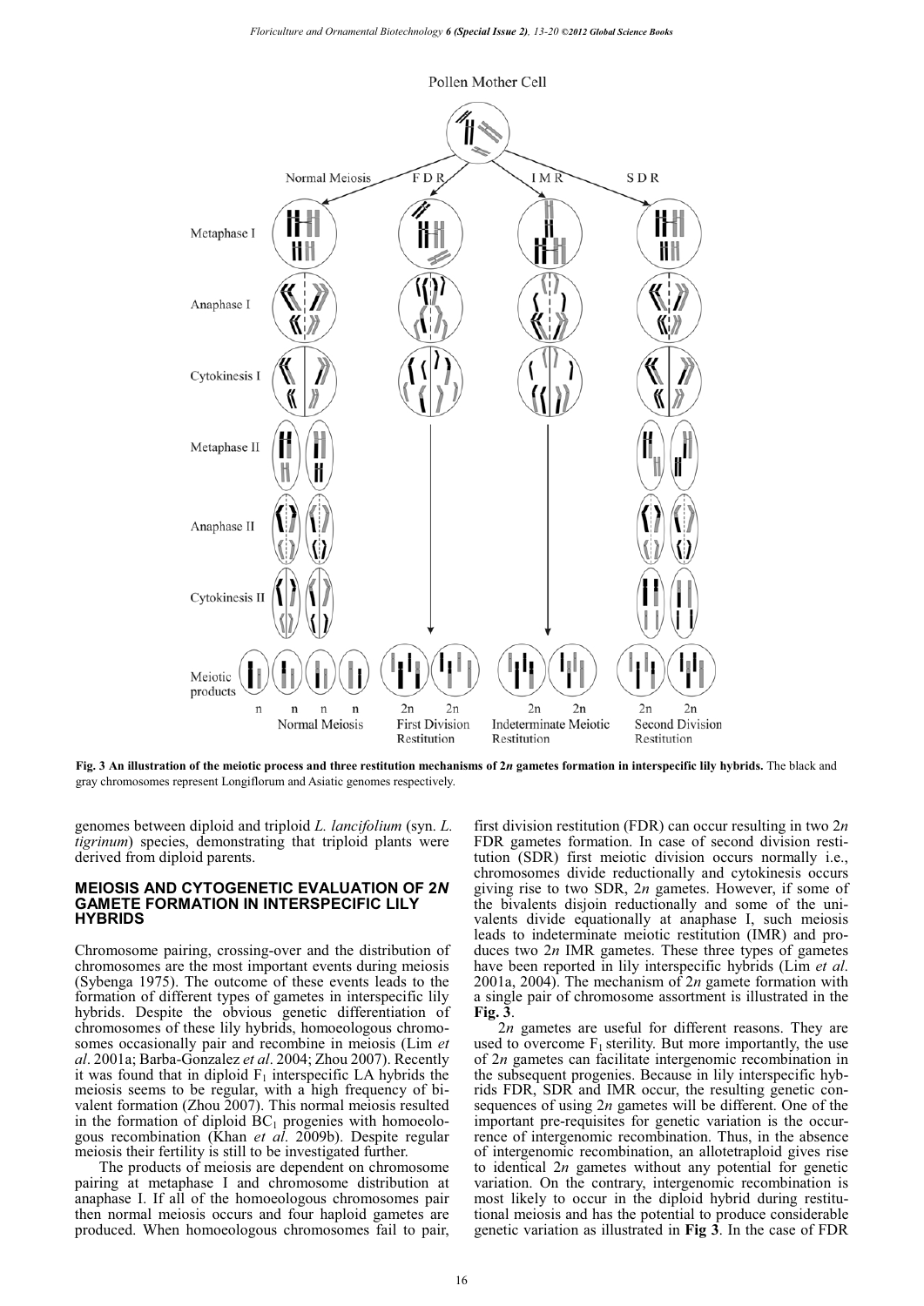Fig. 3 An illustration of the meiotic process and three restitution mechanisms of 2*n* gametes formation in interspecific lily hybrids. The black and gray chromosomes represent Longiflorum and Asiatic genomes respectively.

genomes between diploid and triploid *L. lancifolium* (syn. *L. tigrinum*) species, demonstrating that triploid plants were derived from diploid parents.

## MEIOSIS AND CYTOGENETIC EVALUATION OF 2*N* GAMETE FORMATION IN INTERSPECIFIC LILY HYBRIDS

Chromosome pairing, crossing-over and the distribution of chromosomes are the most important events during meiosis (Sybenga 1975). The outcome of these events leads to the formation of different types of gametes in interspecific lily hybrids. Despite the obvious genetic differentiation of chromosomes of these lily hybrids, homoeologous chromosomes occasionally pair and recombine in meiosis (Lim *et al*. 2001a; Barba-Gonzalez *et al*. 2004; Zhou 2007). Recently it was found that in diploid $F_1$ interspecific LA hybrids the meiosis seems to be regular, with a high frequency of bivalent formation (Zhou 2007). This normal meiosis resulted in the formation of diploid $BC_1$ progenies with homoeologous recombination (Khan *et al*. 2009b). Despite regular meiosis their fertility is still to be investigated further.

The products of meiosis are dependent on chromosome pairing at metaphase I and chromosome distribution at anaphase I. If all of the homoeologous chromosomes pair then normal meiosis occurs and four haploid gametes are produced. When homoeologous chromosomes fail to pair, first division restitution (FDR) can occur resulting in two 2*n* FDR gametes formation. In case of second division restitution (SDR) first meiotic division occurs normally i.e., chromosomes divide reductionally and cytokinesis occurs giving rise to two SDR, 2*n* gametes. However, if some of the bivalents disjoin reductionally and some of the univalents divide equationally at anaphase I, such meiosis leads to indeterminate meiotic restitution (IMR) and produces two 2*n* IMR gametes. These three types of gametes have been reported in lily interspecific hybrids (Lim *et al*. 2001a, 2004). The mechanism of 2*n* gamete formation with a single pair of chromosome assortment is illustrated in the **Fig. 3**.

2*n* gametes are useful for different reasons. They are used to overcome $F_1$ sterility. But more importantly, the use of 2*n* gametes can facilitate intergenomic recombination in the subsequent progenies. Because in lily interspecific hybrids FDR, SDR and IMR occur, the resulting genetic consequences of using 2*n* gametes will be different. One of the important pre-requisites for genetic variation is the occurrence of intergenomic recombination. Thus, in the absence of intergenomic recombination, an allotetraploid gives rise to identical 2*n* gametes without any potential for genetic variation. On the contrary, intergenomic recombination is most likely to occur in the diploid hybrid during restitutional meiosis and has the potential to produce considerable genetic variation as illustrated in **Fig 3**. In the case of FDR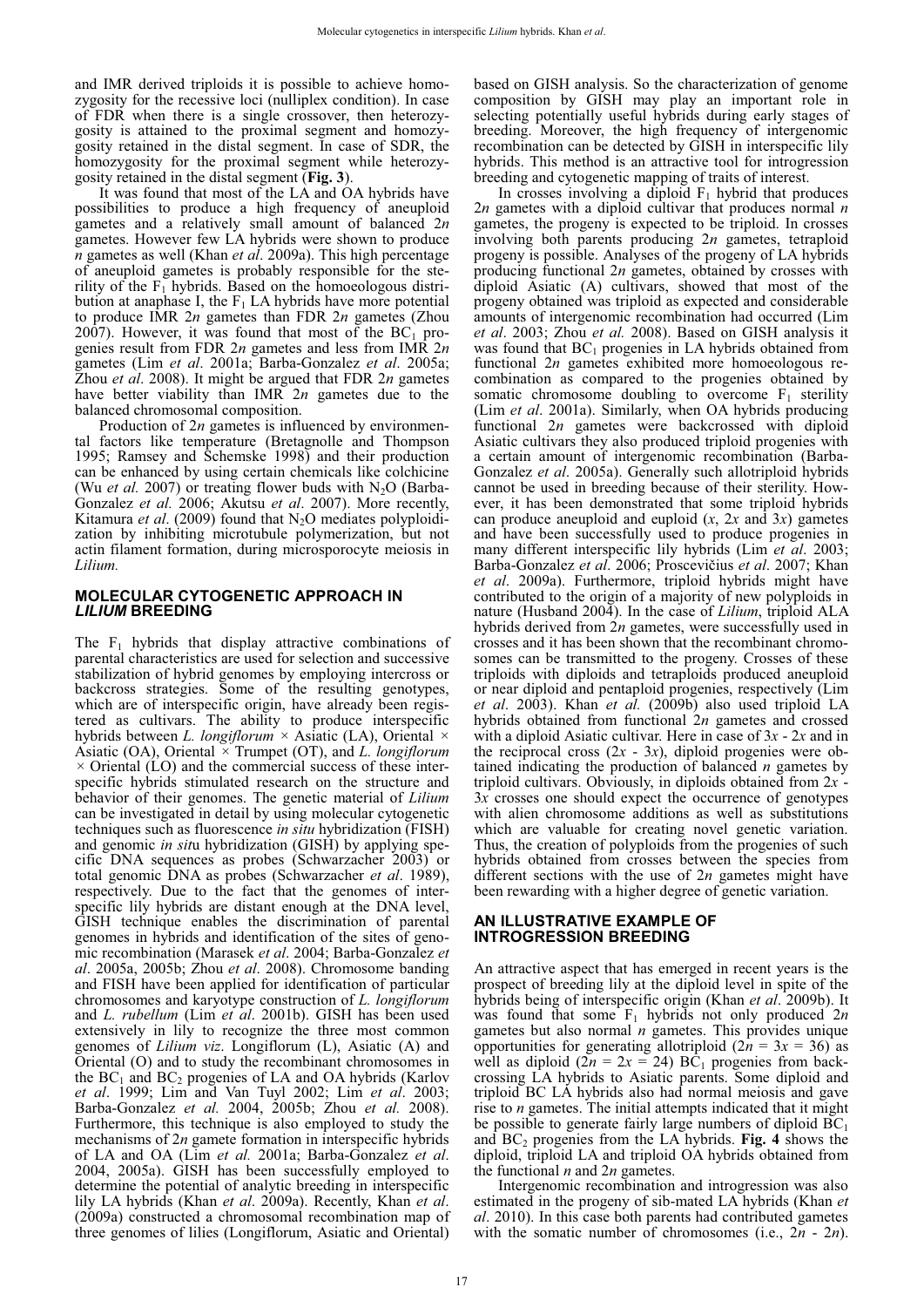and IMR derived triploids it is possible to achieve homozygosity for the recessive loci (nulliplex condition). In case of FDR when there is a single crossover, then heterozygosity is attained to the proximal segment and homozygosity retained in the distal segment. In case of SDR, the homozygosity for the proximal segment while heterozygosity retained in the distal segment (**Fig. 3**).

It was found that most of the LA and OA hybrids have possibilities to produce a high frequency of aneuploid gametes and a relatively small amount of balanced $2n$ gametes. However few LA hybrids were shown to produce $n$ gametes as well (Khan *et al*. 2009a). This high percentage of aneuploid gametes is probably responsible for the sterility of the $F_1$ hybrids. Based on the homoeologous distribution at anaphase I, the $F_1$ LA hybrids have more potential to produce IMR $2n$ gametes than FDR $2n$ gametes (Zhou 2007). However, it was found that most of the $BC_1$ progenies result from FDR $2n$ gametes and less from IMR $2n$ gametes (Lim *et al*. 2001a; Barba-Gonzalez *et al*. 2005a; Zhou *et al*. 2008). It might be argued that FDR $2n$ gametes have better viability than IMR $2n$ gametes due to the balanced chromosomal composition.

Production of $2n$ gametes is influenced by environmental factors like temperature (Bretagnolle and Thompson 1995; Ramsey and Schemske 1998) and their production can be enhanced by using certain chemicals like colchicine (Wu *et al.* 2007) or treating flower buds with $N_2O$ (Barba-Gonzalez *et al.* 2006; Akutsu *et al*. 2007). More recently, Kitamura *et al*. (2009) found that $N_2O$ mediates polyploidization by inhibiting microtubule polymerization, but not actin filament formation, during microsporocyte meiosis in *Lilium.*

## MOLECULAR CYTOGENETIC APPROACH IN *LILIUM* BREEDING

The $F_1$ hybrids that display attractive combinations of parental characteristics are used for selection and successive stabilization of hybrid genomes by employing intercross or backcross strategies. Some of the resulting genotypes, which are of interspecific origin, have already been registered as cultivars. The ability to produce interspecific hybrids between *L. longiflorum* × Asiatic (LA), Oriental × Asiatic (OA), Oriental × Trumpet (OT), and *L. longiflorum* × Oriental (LO) and the commercial success of these interspecific hybrids stimulated research on the structure and behavior of their genomes. The genetic material of *Lilium* can be investigated in detail by using molecular cytogenetic techniques such as fluorescence *in situ* hybridization (FISH) and genomic *in situ* hybridization (GISH) by applying specific DNA sequences as probes (Schwarzacher 2003) or total genomic DNA as probes (Schwarzacher *et al*. 1989), respectively. Due to the fact that the genomes of interspecific lily hybrids are distant enough at the DNA level, GISH technique enables the discrimination of parental genomes in hybrids and identification of the sites of genomic recombination (Marasek *et al*. 2004; Barba-Gonzalez *et al*. 2005a, 2005b; Zhou *et al*. 2008). Chromosome banding and FISH have been applied for identification of particular chromosomes and karyotype construction of *L. longiflorum* and *L. rubellum* (Lim *et al*. 2001b). GISH has been used extensively in lily to recognize the three most common genomes of *Lilium viz*. Longiflorum (L), Asiatic (A) and Oriental (O) and to study the recombinant chromosomes in the $BC_1$ and $BC_2$ progenies of LA and OA hybrids (Karlov *et al*. 1999; Lim and Van Tuyl 2002; Lim *et al*. 2003; Barba-Gonzalez *et al.* 2004, 2005b; Zhou *et al.* 2008). Furthermore, this technique is also employed to study the mechanisms of $2n$ gamete formation in interspecific hybrids of LA and OA (Lim *et al.* 2001a; Barba-Gonzalez *et al*. 2004, 2005a). GISH has been successfully employed to determine the potential of analytic breeding in interspecific lily LA hybrids (Khan *et al*. 2009a). Recently, Khan *et al*. (2009a) constructed a chromosomal recombination map of three genomes of lilies (Longiflorum, Asiatic and Oriental) based on GISH analysis. So the characterization of genome composition by GISH may play an important role in selecting potentially useful hybrids during early stages of breeding. Moreover, the high frequency of intergenomic recombination can be detected by GISH in interspecific lily hybrids. This method is an attractive tool for introgression breeding and cytogenetic mapping of traits of interest.

In crosses involving a diploid $F_1$ hybrid that produces $2n$ gametes with a diploid cultivar that produces normal $n$ gametes, the progeny is expected to be triploid. In crosses involving both parents producing $2n$ gametes, tetraploid progeny is possible. Analyses of the progeny of LA hybrids producing functional $2n$ gametes, obtained by crosses with diploid Asiatic (A) cultivars, showed that most of the progeny obtained was triploid as expected and considerable amounts of intergenomic recombination had occurred (Lim *et al*. 2003; Zhou *et al.* 2008). Based on GISH analysis it was found that $BC_1$ progenies in LA hybrids obtained from functional $2n$ gametes exhibited more homoeologous recombination as compared to the progenies obtained by somatic chromosome doubling to overcome $F_1$ sterility (Lim *et al*. 2001a). Similarly, when OA hybrids producing functional $2n$ gametes were backcrossed with diploid Asiatic cultivars they also produced triploid progenies with a certain amount of intergenomic recombination (Barba-Gonzalez *et al*. 2005a). Generally such allotriploid hybrids cannot be used in breeding because of their sterility. However, it has been demonstrated that some triploid hybrids can produce aneuploid and euploid ($x$, $2x$ and $3x$) gametes and have been successfully used to produce progenies in many different interspecific lily hybrids (Lim *et al*. 2003; Barba-Gonzalez *et al*. 2006; Proscevičius *et al*. 2007; Khan *et al*. 2009a). Furthermore, triploid hybrids might have contributed to the origin of a majority of new polyploids in nature (Husband 2004). In the case of *Lilium*, triploid ALA hybrids derived from $2n$ gametes, were successfully used in crosses and it has been shown that the recombinant chromosomes can be transmitted to the progeny. Crosses of these triploids with diploids and tetraploids produced aneuploid or near diploid and pentaploid progenies, respectively (Lim *et al*. 2003). Khan *et al.* (2009b) also used triploid LA hybrids obtained from functional $2n$ gametes and crossed with a diploid Asiatic cultivar. Here in case of $3x$ - $2x$ and in the reciprocal cross ($2x$ - $3x$), diploid progenies were obtained indicating the production of balanced $n$ gametes by triploid cultivars. Obviously, in diploids obtained from $2x$ - $3x$ crosses one should expect the occurrence of genotypes with alien chromosome additions as well as substitutions which are valuable for creating novel genetic variation. Thus, the creation of polyploids from the progenies of such hybrids obtained from crosses between the species from different sections with the use of $2n$ gametes might have been rewarding with a higher degree of genetic variation.

## AN ILLUSTRATIVE EXAMPLE OF INTROGRESSION BREEDING

An attractive aspect that has emerged in recent years is the prospect of breeding lily at the diploid level in spite of the hybrids being of interspecific origin (Khan *et al*. 2009b). It was found that some $F_1$ hybrids not only produced $2n$ gametes but also normal $n$ gametes. This provides unique opportunities for generating allotriploid ($2n = 3x = 36$) as well as diploid ($2n = 2x = 24$) $BC_1$ progenies from backcrossing LA hybrids to Asiatic parents. Some diploid and triploid BC LA hybrids also had normal meiosis and gave rise to $n$ gametes. The initial attempts indicated that it might be possible to generate fairly large numbers of diploid $BC_1$ and $BC_2$ progenies from the LA hybrids. **Fig. 4** shows the diploid, triploid LA and triploid OA hybrids obtained from the functional $n$ and $2n$ gametes.

Intergenomic recombination and introgression was also estimated in the progeny of sib-mated LA hybrids (Khan *et al*. 2010). In this case both parents had contributed gametes with the somatic number of chromosomes (i.e., $2n$ - $2n$).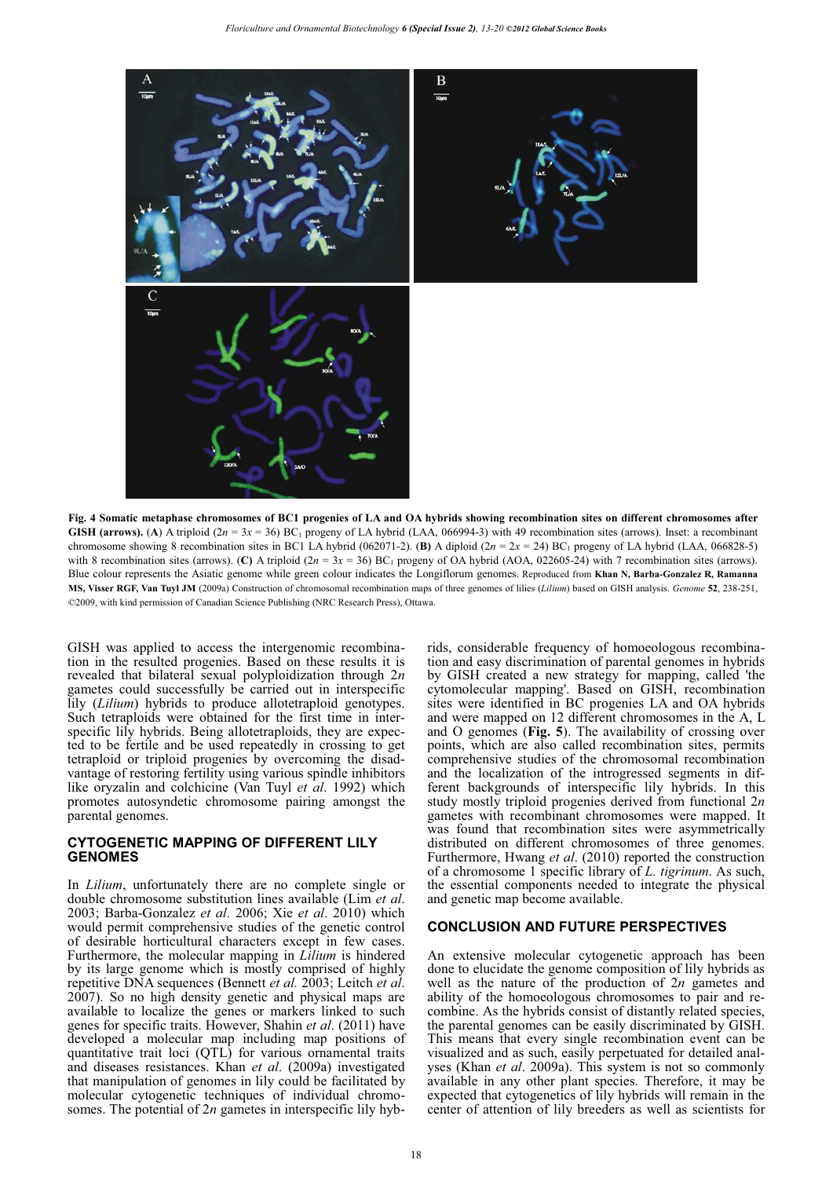**Fig. 4 Somatic metaphase chromosomes of BC1 progenies of LA and OA hybrids showing recombination sites on different chromosomes after GISH (arrows).** (**A**) A triploid ($2n = 3x = 36$) $BC_1$ progeny of LA hybrid (LAA, 066994-3) with 49 recombination sites (arrows). Inset: a recombinant chromosome showing 8 recombination sites in BC1 LA hybrid (062071-2). (**B**) A diploid ($2n = 2x = 24$) $BC_1$ progeny of LA hybrid (LAA, 066828-5) with 8 recombination sites (arrows). (**C**) A triploid ($2n = 3x = 36$) $BC_1$ progeny of OA hybrid (AOA, 022605-24) with 7 recombination sites (arrows). Blue colour represents the Asiatic genome while green colour indicates the Longiflorum genomes. Reproduced from **Khan N, Barba-Gonzalez R, Ramanna MS, Visser RGF, Van Tuyl JM** (2009a) Construction of chromosomal recombination maps of three genomes of lilies (*Lilium*) based on GISH analysis. *Genome* **52**, 238-251, ©2009, with kind permission of Canadian Science Publishing (NRC Research Press), Ottawa.

GISH was applied to access the intergenomic recombination in the resulted progenies. Based on these results it is revealed that bilateral sexual polyploidization through $2n$ gametes could successfully be carried out in interspecific lily (*Lilium*) hybrids to produce allotetraploid genotypes. Such tetraploids were obtained for the first time in interspecific lily hybrids. Being allotetraploids, they are expected to be fertile and be used repeatedly in crossing to get tetraploid or triploid progenies by overcoming the disadvantage of restoring fertility using various spindle inhibitors like oryzalin and colchicine (Van Tuyl *et al.* 1992) which promotes autosyndetic chromosome pairing amongst the parental genomes.

## CYTOGENETIC MAPPING OF DIFFERENT LILY GENOMES

In *Lilium*, unfortunately there are no complete single or double chromosome substitution lines available (Lim *et al*. 2003; Barba-Gonzalez *et al*. 2006; Xie *et al*. 2010) which would permit comprehensive studies of the genetic control of desirable horticultural characters except in few cases. Furthermore, the molecular mapping in *Lilium* is hindered by its large genome which is mostly comprised of highly repetitive DNA sequences (Bennett *et al.* 2003; Leitch *et al*. 2007). So no high density genetic and physical maps are available to localize the genes or markers linked to such genes for specific traits. However, Shahin *et al*. (2011) have developed a molecular map including map positions of quantitative trait loci (QTL) for various ornamental traits and diseases resistances. Khan *et al*. (2009a) investigated that manipulation of genomes in lily could be facilitated by molecular cytogenetic techniques of individual chromosomes. The potential of $2n$ gametes in interspecific lily hybrids, considerable frequency of homoeologous recombination and easy discrimination of parental genomes in hybrids by GISH created a new strategy for mapping, called 'the cytomolecular mapping'. Based on GISH, recombination sites were identified in BC progenies LA and OA hybrids and were mapped on 12 different chromosomes in the A, L and O genomes (**Fig. 5**). The availability of crossing over points, which are also called recombination sites, permits comprehensive studies of the chromosomal recombination and the localization of the introgressed segments in different backgrounds of interspecific lily hybrids. In this study mostly triploid progenies derived from functional $2n$ gametes with recombinant chromosomes were mapped. It was found that recombination sites were asymmetrically distributed on different chromosomes of three genomes. Furthermore, Hwang *et al*. (2010) reported the construction of a chromosome 1 specific library of *L. tigrinum*. As such, the essential components needed to integrate the physical and genetic map become available.

## CONCLUSION AND FUTURE PERSPECTIVES

An extensive molecular cytogenetic approach has been done to elucidate the genome composition of lily hybrids as well as the nature of the production of $2n$ gametes and ability of the homoeologous chromosomes to pair and recombine. As the hybrids consist of distantly related species, the parental genomes can be easily discriminated by GISH. This means that every single recombination event can be visualized and as such, easily perpetuated for detailed analyses (Khan *et al*. 2009a). This system is not so commonly available in any other plant species. Therefore, it may be expected that cytogenetics of lily hybrids will remain in the center of attention of lily breeders as well as scientists for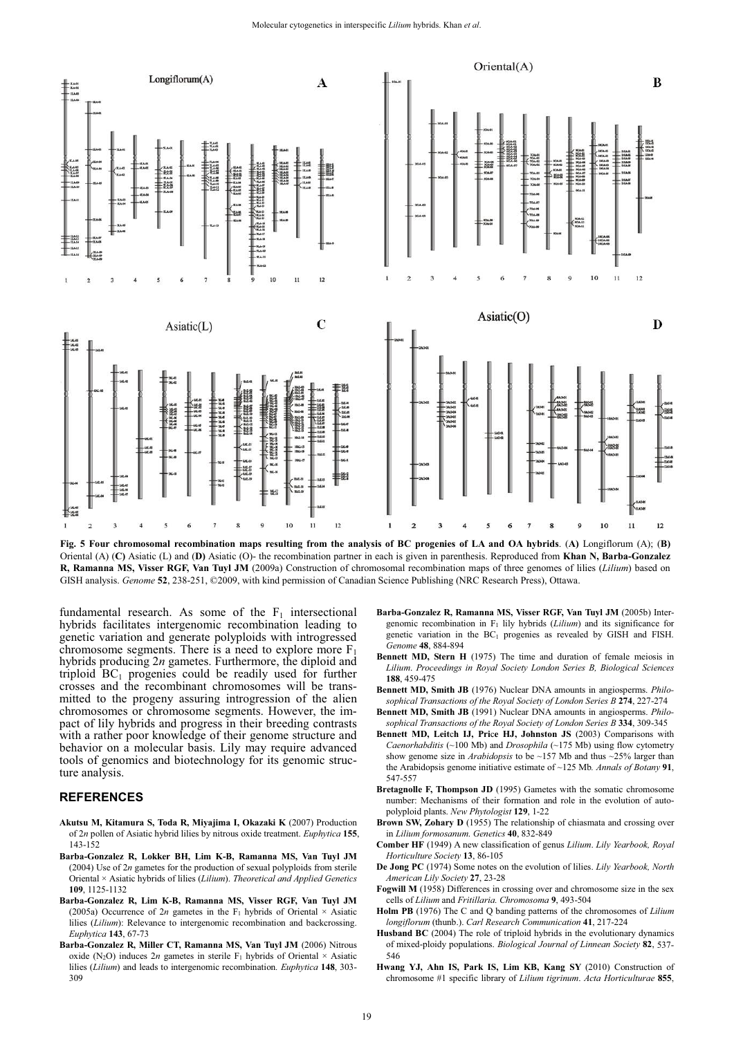**Fig. 5 Four chromosomal recombination maps resulting from the analysis of BC progenies of LA and OA hybrids**. (**A**) Longiflorum (A); (**B**) Oriental (A) (**C**) Asiatic (L) and (**D**) Asiatic (O)- the recombination partner in each is given in parenthesis. Reproduced from **Khan N, Barba-Gonzalez R, Ramanna MS, Visser RGF, Van Tuyl JM** (2009a) Construction of chromosomal recombination maps of three genomes of lilies (*Lilium*) based on GISH analysis. *Genome* **52**, 238-251, ©2009, with kind permission of Canadian Science Publishing (NRC Research Press), Ottawa.

fundamental research. As some of the $F_1$ intersectional hybrids facilitates intergenomic recombination leading to genetic variation and generate polyploids with introgressed chromosome segments. There is a need to explore more $F_1$ hybrids producing 2*n* gametes. Furthermore, the diploid and triploid $BC_1$ progenies could be readily used for further crosses and the recombinant chromosomes will be transmitted to the progeny assuring introgression of the alien chromosomes or chromosome segments. However, the impact of lily hybrids and progress in their breeding contrasts with a rather poor knowledge of their genome structure and behavior on a molecular basis. Lily may require advanced tools of genomics and biotechnology for its genomic structure analysis.

## REFERENCES

**Akutsu M, Kitamura S, Toda R, Miyajima I, Okazaki K** (2007) Production of 2*n* pollen of Asiatic hybrid lilies by nitrous oxide treatment. *Euphytica* **155**, 143-152

**Barba-Gonzalez R, Lokker BH, Lim K-B, Ramanna MS, Van Tuyl JM** (2004) Use of 2*n* gametes for the production of sexual polyploids from sterile Oriental × Asiatic hybrids of lilies (*Lilium*). *Theoretical and Applied Genetics* **109**, 1125-1132

**Barba-Gonzalez R, Lim K-B, Ramanna MS, Visser RGF, Van Tuyl JM** (2005a) Occurrence of 2*n* gametes in the $F_1$ hybrids of Oriental × Asiatic lilies (*Lilium*): Relevance to intergenomic recombination and backcrossing. *Euphytica* **143**, 67-73

**Barba-Gonzalez R, Miller CT, Ramanna MS, Van Tuyl JM** (2006) Nitrous oxide ($N_2O$) induces 2*n* gametes in sterile $F_1$ hybrids of Oriental × Asiatic lilies (*Lilium*) and leads to intergenomic recombination. *Euphytica* **148**, 303-309

**Barba-Gonzalez R, Ramanna MS, Visser RGF, Van Tuyl JM** (2005b) Intergenomic recombination in $F_1$ lily hybrids (*Lilium*) and its significance for genetic variation in the $BC_1$ progenies as revealed by GISH and FISH. *Genome* **48**, 884-894

**Bennett MD, Stern H** (1975) The time and duration of female meiosis in *Lilium*. *Proceedings in Royal Society London Series B, Biological Sciences* **188**, 459-475

**Bennett MD, Smith JB** (1976) Nuclear DNA amounts in angiosperms. *Philosophical Transactions of the Royal Society of London Series B* **274**, 227-274

**Bennett MD, Smith JB** (1991) Nuclear DNA amounts in angiosperms. *Philosophical Transactions of the Royal Society of London Series B* **334**, 309-345

**Bennett MD, Leitch IJ, Price HJ, Johnston JS** (2003) Comparisons with *Caenorhabditis* (~100 Mb) and *Drosophila* (~175 Mb) using flow cytometry show genome size in *Arabidopsis* to be ~157 Mb and thus ~25% larger than the Arabidopsis genome initiative estimate of ~125 Mb. *Annals of Botany* **91**, 547-557

**Bretagnolle F, Thompson JD** (1995) Gametes with the somatic chromosome number: Mechanisms of their formation and role in the evolution of autopolyploid plants. *New Phytologist* **129**, 1-22

**Brown SW, Zohary D** (1955) The relationship of chiasmata and crossing over in *Lilium formosanum*. *Genetics* **40**, 832-849

**Comber HF** (1949) A new classification of genus *Lilium*. *Lily Yearbook, Royal Horticulture Society* **13**, 86-105

**De Jong PC** (1974) Some notes on the evolution of lilies. *Lily Yearbook, North American Lily Society* **27**, 23-28

**Fogwill M** (1958) Differences in crossing over and chromosome size in the sex cells of *Lilium* and *Fritillaria*. *Chromosoma* **9**, 493-504

**Holm PB** (1976) The C and Q banding patterns of the chromosomes of *Lilium longiflorum* (thunb.). *Carl Research Communication* **41**, 217-224

**Husband BC** (2004) The role of triploid hybrids in the evolutionary dynamics of mixed-ploidy populations. *Biological Journal of Linnean Society* **82**, 537-546

**Hwang YJ, Ahn IS, Park IS, Lim KB, Kang SY** (2010) Construction of chromosome #1 specific library of *Lilium tigrinum*. *Acta Horticulturae* **855**,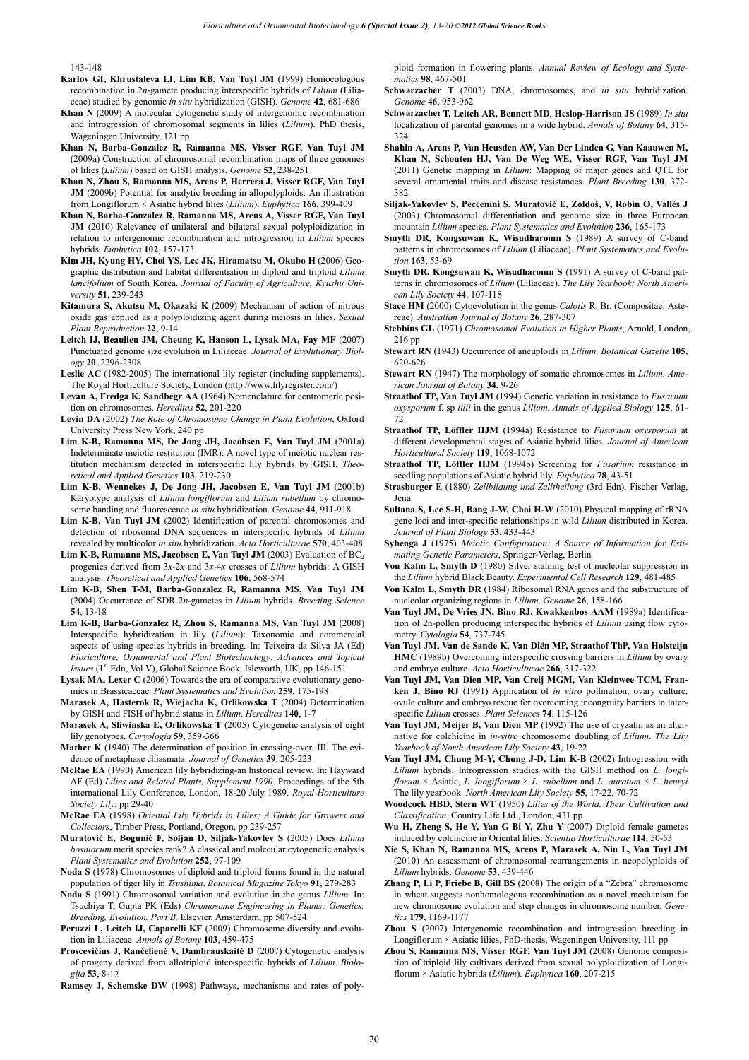143-148

**Karlov GI, Khrustaleva LI, Lim KB, Van Tuyl JM** (1999) Homoeologous recombination in 2*n*-gamete producing interspecific hybrids of *Lilium* (Liliaceae) studied by genomic *in situ* hybridization (GISH). *Genome* **42**, 681-686

**Khan N** (2009) A molecular cytogenetic study of intergenomic recombination and introgression of chromosomal segments in lilies (*Lilium*). PhD thesis, Wageningen University, 121 pp

**Khan N, Barba-Gonzalez R, Ramanna MS, Visser RGF, Van Tuyl JM** (2009a) Construction of chromosomal recombination maps of three genomes of lilies (*Lilium*) based on GISH analysis. *Genome* **52**, 238-251

**Khan N, Zhou S, Ramanna MS, Arens P, Herrera J, Visser RGF, Van Tuyl JM** (2009b) Potential for analytic breeding in allopolyploids: An illustration from Longiflorum × Asiatic hybrid lilies (*Lilium*). *Euphytica* **166**, 399-409

**Khan N, Barba-Gonzalez R, Ramanna MS, Arens A, Visser RGF, Van Tuyl JM** (2010) Relevance of unilateral and bilateral sexual polyploidization in relation to intergenomic recombination and introgression in *Lilium* species hybrids. *Euphytica* **102**, 157-173

**Kim JH, Kyung HY, Choi YS, Lee JK, Hiramatsu M, Okubo H** (2006) Geographic distribution and habitat differentiation in diploid and triploid *Lilium lancifolium* of South Korea. *Journal of Faculty of Agriculture, Kyushu University* **51**, 239-243

**Kitamura S, Akutsu M, Okazaki K** (2009) Mechanism of action of nitrous oxide gas applied as a polyploidizing agent during meiosis in lilies. *Sexual Plant Reproduction* **22**, 9-14

**Leitch IJ, Beaulieu JM, Cheung K, Hanson L, Lysak MA, Fay MF** (2007) Punctuated genome size evolution in Liliaceae. *Journal of Evolutionary Biology* **20**, 2296-2308

**Leslie AC** (1982-2005) The international lily register (including supplements). The Royal Horticulture Society, London (http://www.lilyregister.com/)

**Levan A, Fredga K, Sandbegr AA** (1964) Nomenclature for centromeric position on chromosomes. *Hereditas* **52**, 201-220

**Levin DA** (2002) *The Role of Chromosome Change in Plant Evolution*, Oxford University Press New York, 240 pp

**Lim K-B, Ramanna MS, De Jong JH, Jacobsen E, Van Tuyl JM** (2001a) Indeterminate meiotic restitution (IMR): A novel type of meiotic nuclear restitution mechanism detected in interspecific lily hybrids by GISH. *Theoretical and Applied Genetics* **103**, 219-230

**Lim K-B, Wennekes J, De Jong JH, Jacobsen E, Van Tuyl JM** (2001b) Karyotype analysis of *Lilium longiflorum* and *Lilium rubellum* by chromosome banding and fluorescence *in situ* hybridization. *Genome* **44**, 911-918

**Lim K-B, Van Tuyl JM** (2002) Identification of parental chromosomes and detection of ribosomal DNA sequences in interspecific hybrids of *Lilium* revealed by multicolor *in situ* hybridization. *Acta Horticulturae* **570**, 403-408

**Lim K-B, Ramanna MS, Jacobsen E, Van Tuyl JM** (2003) Evaluation of $BC_2$ progenies derived from 3*x*-2*x* and 3*x*-4*x* crosses of *Lilium* hybrids: A GISH analysis. *Theoretical and Applied Genetics* **106**, 568-574

**Lim K-B, Shen T-M, Barba-Gonzalez R, Ramanna MS, Van Tuyl JM** (2004) Occurrence of SDR 2*n*-gametes in *Lilium* hybrids. *Breeding Science* **54**, 13-18

**Lim K-B, Barba-Gonzalez R, Zhou S, Ramanna MS, Van Tuyl JM** (2008) Interspecific hybridization in lily (*Lilium*): Taxonomic and commercial aspects of using species hybrids in breeding. In: Teixeira da Silva JA (Ed) *Floriculture, Ornamental and Plant Biotechnology: Advances and Topical Issues* (1st Edn, Vol V), Global Science Book, Isleworth, UK, pp 146-151

**Lysak MA, Lexer C** (2006) Towards the era of comparative evolutionary genomics in Brassicaceae. *Plant Systematics and Evolution* **259**, 175-198

**Marasek A, Hasterok R, Wiejacha K, Orlikowska T** (2004) Determination by GISH and FISH of hybrid status in *Lilium*. *Hereditas* **140**, 1-7

**Marasek A, Sliwinska E, Orlikowska T** (2005) Cytogenetic analysis of eight lily genotypes. *Caryologia* **59**, 359-366

**Mather K** (1940) The determination of position in crossing-over. III. The evidence of metaphase chiasmata. *Journal of Genetics* **39**, 205-223

**McRae EA** (1990) American lily hybridizing-an historical review. In: Hayward AF (Ed) *Lilies and Related Plants, Supplement 1990*. Proceedings of the 5th international Lily Conference, London, 18-20 July 1989. *Royal Horticulture Society Lily*, pp 29-40

**McRae EA** (1998) *Oriental Lily Hybrids in Lilies; A Guide for Growers and Collectors*, Timber Press, Portland, Oregon, pp 239-257

**Muratović E, Bogunić F, Soljan D, Siljak-Yakovlev S** (2005) Does *Lilium bosniacum* merit species rank? A classical and molecular cytogenetic analysis. *Plant Systematics and Evolution* **252**, 97-109

**Noda S** (1978) Chromosomes of diploid and triploid forms found in the natural population of tiger lily in *Tsushima*. *Botanical Magazine Tokyo* **91**, 279-283

**Noda S** (1991) Chromosomal variation and evolution in the genus *Lilium*. In: Tsuchiya T, Gupta PK (Eds) *Chromosome Engineering in Plants: Genetics, Breeding, Evolution. Part B*, Elsevier, Amsterdam, pp 507-524

**Peruzzi L, Leitch IJ, Caparelli KF** (2009) Chromosome diversity and evolution in Liliaceae. *Annals of Botany* **103**, 459-475

**Proscevičius J, Rančelienė V, Dambrauskaitė D** (2007) Cytogenetic analysis of progeny derived from allotriploid inter-specific hybrids of *Lilium. Biologija* **53**, 8-12

**Ramsey J, Schemske DW** (1998) Pathways, mechanisms and rates of polyploid formation in flowering plants. *Annual Review of Ecology and Systematics* **98**, 467-501

**Schwarzacher T** (2003) DNA, chromosomes, and *in situ* hybridization. *Genome* **46**, 953-962

**Schwarzacher T, Leitch AR, Bennett MD, Heslop-Harrison JS** (1989) *In situ* localization of parental genomes in a wide hybrid. *Annals of Botany* **64**, 315-324

**Shahin A, Arens P, Van Heusden AW, Van Der Linden G, Van Kaauwen M, Khan N, Schouten HJ, Van De Weg WE, Visser RGF, Van Tuyl JM** (2011) Genetic mapping in *Lilium*: Mapping of major genes and QTL for several ornamental traits and disease resistances. *Plant Breeding* **130**, 372-382

**Siljak-Yakovlev S, Peccenini S, Muratović E, Zoldoš, V, Robin O, Vallès J** (2003) Chromosomal differentiation and genome size in three European mountain *Lilium* species. *Plant Systematics and Evolution* **236**, 165-173

**Smyth DR, Kongsuwan K, Wisudharomn S** (1989) A survey of C-band patterns in chromosomes of *Lilium* (Liliaceae). *Plant Systematics and Evolution* **163**, 53-69

**Smyth DR, Kongsuwan K, Wisudharomn S** (1991) A survey of C-band patterns in chromosomes of *Lilium* (Liliaceae). *The Lily Yearbook; North American Lily Society* **44**, 107-118

**Stace HM** (2000) Cytoevolution in the genus *Calotis* R. Br. (Compositae: Astereae). *Australian Journal of Botany* **26**, 287-307

**Stebbins GL** (1971) *Chromosomal Evolution in Higher Plants*, Arnold, London, 216 pp

**Stewart RN** (1943) Occurrence of aneuploids in *Lilium*. *Botanical Gazette* **105**, 620-626

**Stewart RN** (1947) The morphology of somatic chromosomes in *Lilium*. *American Journal of Botany* **34**, 9-26

**Straathof TP, Van Tuyl JM** (1994) Genetic variation in resistance to *Fusarium oxysporum* f. sp *lilii* in the genus *Lilium. Annals of Applied Biology* **125**, 61-72

**Straathof TP, Löffler HJM** (1994a) Resistance to *Fusarium oxysporum* at different developmental stages of Asiatic hybrid lilies. *Journal of American Horticultural Society* **119**, 1068-1072

**Straathof TP, Löffler HJM** (1994b) Screening for *Fusarium* resistance in seedling populations of Asiatic hybrid lily. *Euphytica* **78**, 43-51

**Strasburger E** (1880) *Zellbildung und Zelltheilung* (3rd Edn), Fischer Verlag, Jena

**Sultana S, Lee S-H, Bang J-W, Choi H-W** (2010) Physical mapping of rRNA gene loci and inter-specific relationships in wild *Lilium* distributed in Korea. *Journal of Plant Biology* **53**, 433-443

**Sybenga J** (1975) *Meiotic Configuration: A Source of Information for Estimating Genetic Parameters*, Springer-Verlag, Berlin

**Von Kalm L, Smyth D** (1980) Silver staining test of nucleolar suppression in the *Lilium* hybrid Black Beauty. *Experimental Cell Research* **129**, 481-485

**Von Kalm L, Smyth DR** (1984) Ribosomal RNA genes and the substructure of nucleolar organizing regions in *Lilium*. *Genome* **26**, 158-166

**Van Tuyl JM, De Vries JN, Bino RJ, Kwakkenbos AAM** (1989a) Identification of 2n-pollen producing interspecific hybrids of *Lilium* using flow cytometry. *Cytologia* **54**, 737-745

**Van Tuyl JM, Van de Sande K, Van Diën MP, Straathof ThP, Van Holsteijn HMC** (1989b) Overcoming interspecific crossing barriers in *Lilium* by ovary and embryo culture. *Acta Horticulturae* **266**, 317-322

**Van Tuyl JM, Van Dien MP, Van Creij MGM, Van Kleinwee TCM, Franken J, Bino RJ** (1991) Application of *in vitro* pollination, ovary culture, ovule culture and embryo rescue for overcoming incongruity barriers in interspecific *Lilium* crosses. *Plant Sciences* **74**, 115-126

**Van Tuyl JM, Meijer B, Van Dien MP** (1992) The use of oryzalin as an alternative for colchicine in *in-vitro* chromosome doubling of *Lilium*. *The Lily Yearbook of North American Lily Society* **43**, 19-22

**Van Tuyl JM, Chung M-Y, Chung J-D, Lim K-B** (2002) Introgression with *Lilium* hybrids: Introgression studies with the GISH method on *L. longiflorum* × Asiatic, *L. longiflorum* × *L. rubellum* and *L. auratum* × *L. henryi* The lily yearbook. *North American Lily Society* **55**, 17-22, 70-72

**Woodcock HBD, Stern WT** (1950) *Lilies of the World. Their Cultivation and Classification*, Country Life Ltd., London, 431 pp

**Wu H, Zheng S, He Y, Yan G Bi Y, Zhu Y** (2007) Diploid female gametes induced by colchicine in Oriental lilies. *Scientia Horticulturae* **114**, 50-53

**Xie S, Khan N, Ramanna MS, Arens P, Marasek A, Niu L, Van Tuyl JM** (2010) An assessment of chromosomal rearrangements in neopolyploids of *Lilium* hybrids. *Genome* **53**, 439-446

**Zhang P, Li P, Friebe B, Gill BS** (2008) The origin of a "Zebra" chromosome in wheat suggests nonhomologous recombination as a novel mechanism for new chromosome evolution and step changes in chromosome number. *Genetics* **179**, 1169-1177

**Zhou S** (2007) Intergenomic recombination and introgression breeding in Longiflorum × Asiatic lilies, PhD-thesis, Wageningen University, 111 pp

**Zhou S, Ramanna MS, Visser RGF, Van Tuyl JM** (2008) Genome composition of triploid lily cultivars derived from sexual polyploidization of Longiflorum × Asiatic hybrids (*Lilium*). *Euphytica* **160**, 207-215